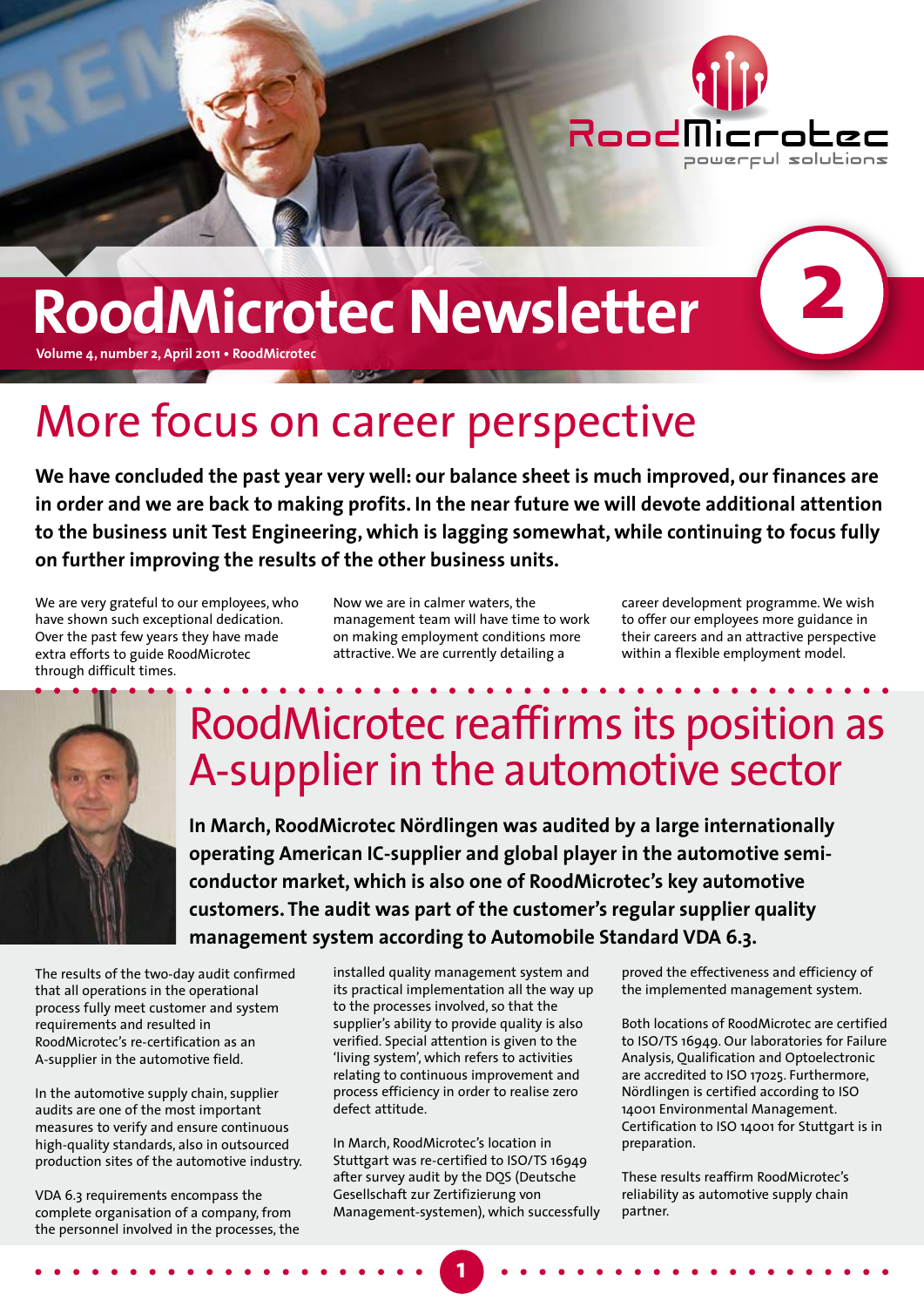# RoodMicrotec Newsletter

Volume 4, number 2, April 2011 • RoodMicrotec

## More focus on career perspective

**We have concluded the past year very well: our balance sheet is much improved, our finances are in order and we are back to making profits. In the near future we will devote additional attention to the business unit Test Engineering, which is lagging somewhat, while continuing to focus fully on further improving the results of the other business units.**

We are very grateful to our employees, who have shown such exceptional dedication. Over the past few years they have made extra efforts to guide RoodMicrotec through difficult times.

Now we are in calmer waters, the management team will have time to work on making employment conditions more attractive. We are currently detailing a career development programme. We wish to offer our employees more guidance in their careers and an attractive perspective within a flexible employment model.

## RoodMicrotec reaffirms its position as A-supplier in the automotive sector

**In March, RoodMicrotec Nördlingen was audited by a large internationally operating American IC-supplier and global player in the automotive semi-conductor market, which is also one of RoodMicrotec's key automotive customers. The audit was part of the customer's regular supplier quality management system according to Automobile Standard VDA 6.3.**

The results of the two-day audit confirmed that all operations in the operational process fully meet customer and system requirements and resulted in RoodMicrotec's re-certification as an A-supplier in the automotive field.

In the automotive supply chain, supplier audits are one of the most important measures to verify and ensure continuous high-quality standards, also in outsourced production sites of the automotive industry.

VDA 6.3 requirements encompass the complete organisation of a company, from the personnel involved in the processes, the installed quality management system and its practical implementation all the way up to the processes involved, so that the supplier's ability to provide quality is also verified. Special attention is given to the 'living system', which refers to activities relating to continuous improvement and process efficiency in order to realise zero defect attitude.

In March, RoodMicrotec's location in Stuttgart was re-certified to ISO/TS 16949 after survey audit by the DQS (Deutsche Gesellschaft zur Zertifizierung von Management-systemen), which successfully proved the effectiveness and efficiency of the implemented management system.

Both locations of RoodMicrotec are certified to ISO/TS 16949. Our laboratories for Failure Analysis, Qualification and Optoelectronic are accredited to ISO 17025. Furthermore, Nördlingen is certified according to ISO 14001 Environmental Management. Certification to ISO 14001 for Stuttgart is in preparation.

These results reaffirm RoodMicrotec's reliability as automotive supply chain partner.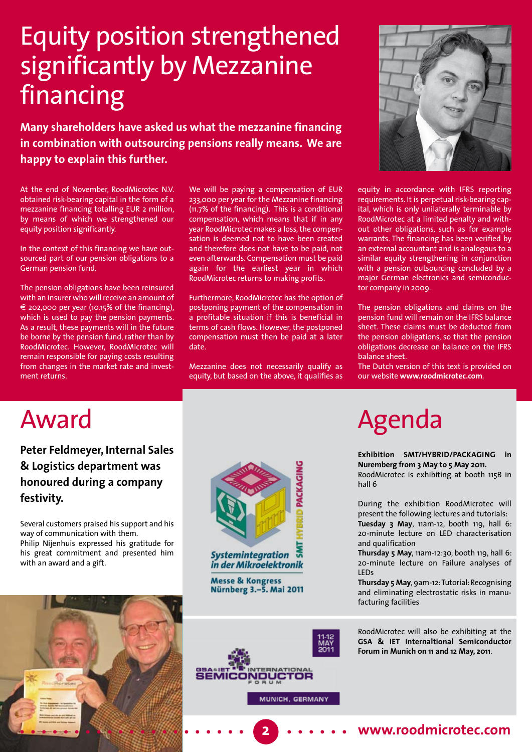# Equity position strengthened significantly by Mezzanine financing

**Many shareholders have asked us what the mezzanine financing in combination with outsourcing pensions really means. We are happy to explain this further.**

At the end of November, RoodMicrotec N.V. obtained risk-bearing capital in the form of a mezzanine financing totalling EUR 2 million, by means of which we strengthened our equity position significantly.

In the context of this financing we have outsourced part of our pension obligations to a German pension fund.

The pension obligations have been reinsured with an insurer who will receive an amount of € 202,000 per year (10.15% of the financing), which is used to pay the pension payments. As a result, these payments will in the future be borne by the pension fund, rather than by RoodMicrotec. However, RoodMicrotec will remain responsible for paying costs resulting from changes in the market rate and investment returns.

We will be paying a compensation of EUR 233,000 per year for the Mezzanine financing (11.7% of the financing). This is a conditional compensation, which means that if in any year RoodMicrotec makes a loss, the compensation is deemed not to have been created and therefore does not have to be paid, not even afterwards. Compensation must be paid again for the earliest year in which RoodMicrotec returns to making profits.

Furthermore, RoodMicrotec has the option of postponing payment of the compensation in a profitable situation if this is beneficial in terms of cash flows. However, the postponed compensation must then be paid at a later date.

Mezzanine does not necessarily qualify as equity, but based on the above, it qualifies as equity in accordance with IFRS reporting requirements. It is perpetual risk-bearing capital, which is only unilaterally terminable by RoodMicrotec at a limited penalty and without other obligations, such as for example warrants. The financing has been verified by an external accountant and is analogous to a similar equity strengthening in conjunction with a pension outsourcing concluded by a major German electronics and semiconductor company in 2009.

The pension obligations and claims on the pension fund will remain on the IFRS balance sheet. These claims must be deducted from the pension obligations, so that the pension obligations decrease on balance on the IFRS balance sheet.

The Dutch version of this text is provided on our website **www.roodmicrotec.com**.

# Award

**Peter Feldmeyer, Internal Sales & Logistics department was honoured during a company festivity.**

Several customers praised his support and his way of communication with them.

Philip Nijenhuis expressed his gratitude for his great commitment and presented him with an award and a gift.

# Agenda

**Exhibition SMT/HYBRID/PACKAGING in Nuremberg from 3 May to 5 May 2011.**
RoodMicrotec is exhibiting at booth 115B in hall 6

During the exhibition RoodMicrotec will present the following lectures and tutorials:

**Tuesday 3 May**, 11am-12, booth 119, hall 6: 20-minute lecture on LED characterisation and qualification

**Thursday 5 May**, 11am-12:30, booth 119, hall 6: 20-minute lecture on Failure analyses of LEDs

**Thursday 5 May**, 9am-12: Tutorial: Recognising and eliminating electrostatic risks in manufacturing facilities

RoodMicrotec will also be exhibiting at the **GSA & IET Internaltional Semiconductor Forum in Munich on 11 and 12 May, 2011**.

www.roodmicrotec.com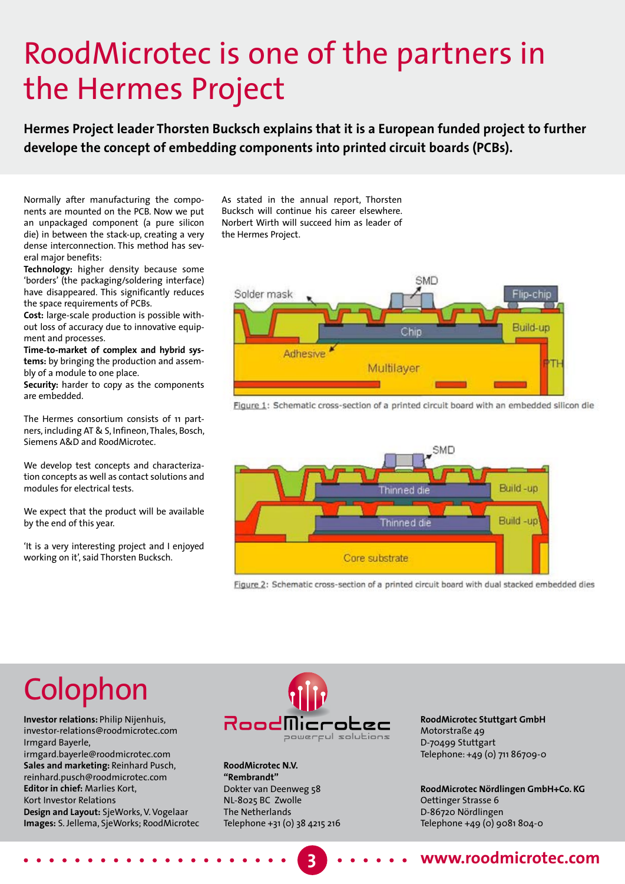# RoodMicrotec is one of the partners in the Hermes Project

**Hermes Project leader Thorsten Bucksch explains that it is a European funded project to further develope the concept of embedding components into printed circuit boards (PCBs).**

Normally after manufacturing the components are mounted on the PCB. Now we put an unpackaged component (a pure silicon die) in between the stack-up, creating a very dense interconnection. This method has several major benefits:

**Technology:** higher density because some 'borders' (the packaging/soldering interface) have disappeared. This significantly reduces the space requirements of PCBs.

**Cost:** large-scale production is possible without loss of accuracy due to innovative equipment and processes.

**Time-to-market of complex and hybrid systems:** by bringing the production and assembly of a module to one place.

**Security:** harder to copy as the components are embedded.

The Hermes consortium consists of 11 partners, including AT & S, Infineon, Thales, Bosch, Siemens A&D and RoodMicrotec.

We develop test concepts and characterization concepts as well as contact solutions and modules for electrical tests.

We expect that the product will be available by the end of this year.

'It is a very interesting project and I enjoyed working on it', said Thorsten Bucksch.

As stated in the annual report, Thorsten Bucksch will continue his career elsewhere. Norbert Wirth will succeed him as leader of the Hermes Project.

Solder mask
SMD
Flip-chip
Chip
Build-up
Adhesive
Multilayer
PTH

Figure 1: Schematic cross-section of a printed circuit board with an embedded silicon die

SMD
Thinned die
Build -up
Thinned die
Build -up
Core substrate

Figure 2: Schematic cross-section of a printed circuit board with dual stacked embedded dies

# Colophon

**Investor relations:** Philip Nijenhuis, investor-relations@roodmicrotec.com
Irmgard Bayerle, irmgard.bayerle@roodmicrotec.com
**Sales and marketing:** Reinhard Pusch, reinhard.pusch@roodmicrotec.com
**Editor in chief:** Marlies Kort, Kort Investor Relations
**Design and Layout:** SjeWorks, V. Vogelaar
**Images:** S. Jellema, SjeWorks; RoodMicrotec

RoodMicrotec
powerful solutions

**RoodMicrotec N.V.**
**"Rembrandt"**
Dokter van Deenweg 58
NL-8025 BC Zwolle
The Netherlands
Telephone +31 (0) 38 4215 216

**RoodMicrotec Stuttgart GmbH**
Motorstraße 49
D-70499 Stuttgart
Telephone: +49 (0) 711 86709-0

**RoodMicrotec Nördlingen GmbH+Co. KG**
Oettinger Strasse 6
D-86720 Nördlingen
Telephone +49 (0) 9081 804-0

www.roodmicrotec.com